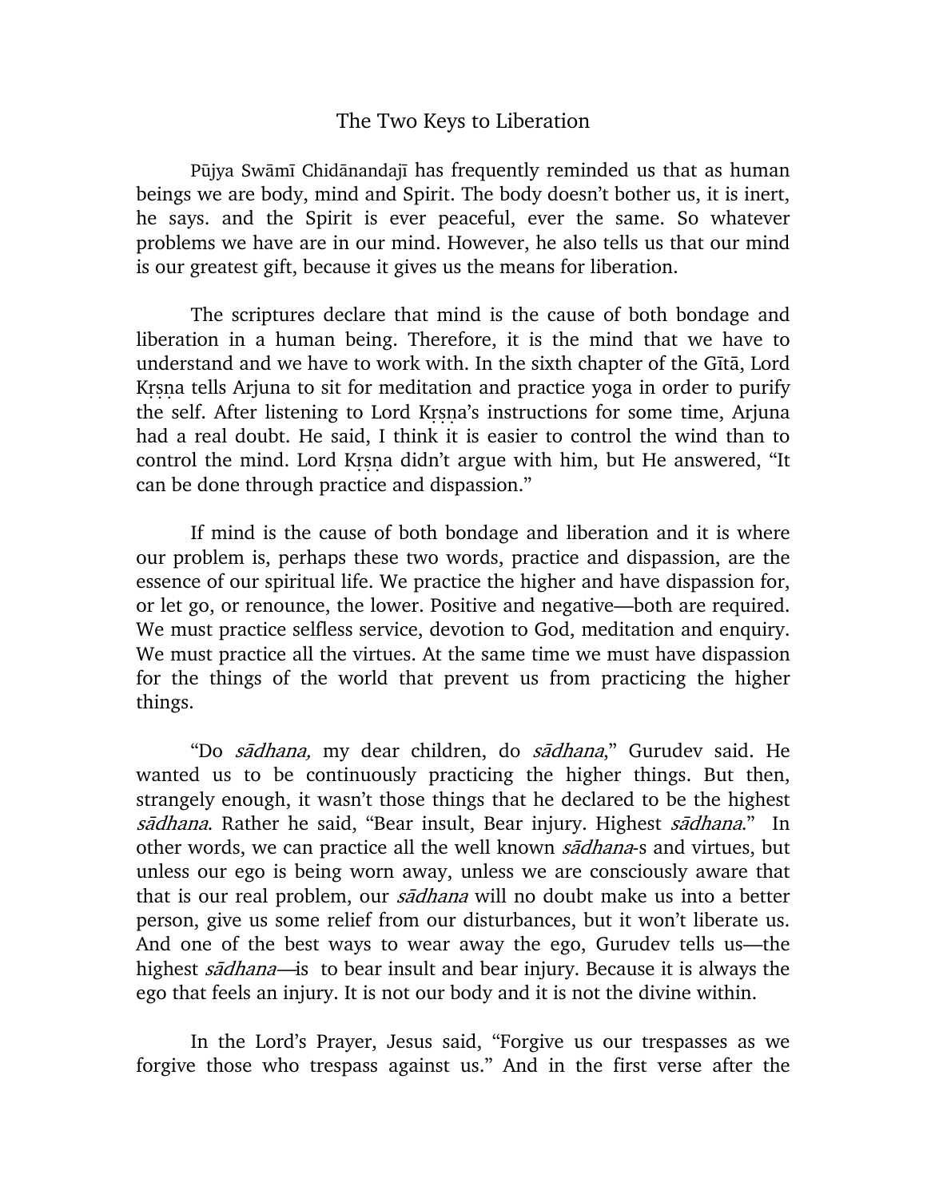# The Two Keys to Liberation

Pūjya Swāmī Chidānandajī has frequently reminded us that as human beings we are body, mind and Spirit. The body doesn't bother us, it is inert, he says. and the Spirit is ever peaceful, ever the same. So whatever problems we have are in our mind. However, he also tells us that our mind is our greatest gift, because it gives us the means for liberation.

The scriptures declare that mind is the cause of both bondage and liberation in a human being. Therefore, it is the mind that we have to understand and we have to work with. In the sixth chapter of the Gītā, Lord Kṛṣṇa tells Arjuna to sit for meditation and practice yoga in order to purify the self. After listening to Lord Kṛṣṇa's instructions for some time, Arjuna had a real doubt. He said, I think it is easier to control the wind than to control the mind. Lord Kṛṣṇa didn't argue with him, but He answered, "It can be done through practice and dispassion."

If mind is the cause of both bondage and liberation and it is where our problem is, perhaps these two words, practice and dispassion, are the essence of our spiritual life. We practice the higher and have dispassion for, or let go, or renounce, the lower. Positive and negative—both are required. We must practice selfless service, devotion to God, meditation and enquiry. We must practice all the virtues. At the same time we must have dispassion for the things of the world that prevent us from practicing the higher things.

"Do *sādhana,* my dear children, do *sādhana*," Gurudev said. He wanted us to be continuously practicing the higher things. But then, strangely enough, it wasn't those things that he declared to be the highest *sādhana*. Rather he said, "Bear insult, Bear injury. Highest *sādhana*." In other words, we can practice all the well known *sādhana*-s and virtues, but unless our ego is being worn away, unless we are consciously aware that that is our real problem, our *sādhana* will no doubt make us into a better person, give us some relief from our disturbances, but it won't liberate us. And one of the best ways to wear away the ego, Gurudev tells us—the highest *sādhana*—is to bear insult and bear injury. Because it is always the ego that feels an injury. It is not our body and it is not the divine within.

In the Lord's Prayer, Jesus said, "Forgive us our trespasses as we forgive those who trespass against us." And in the first verse after the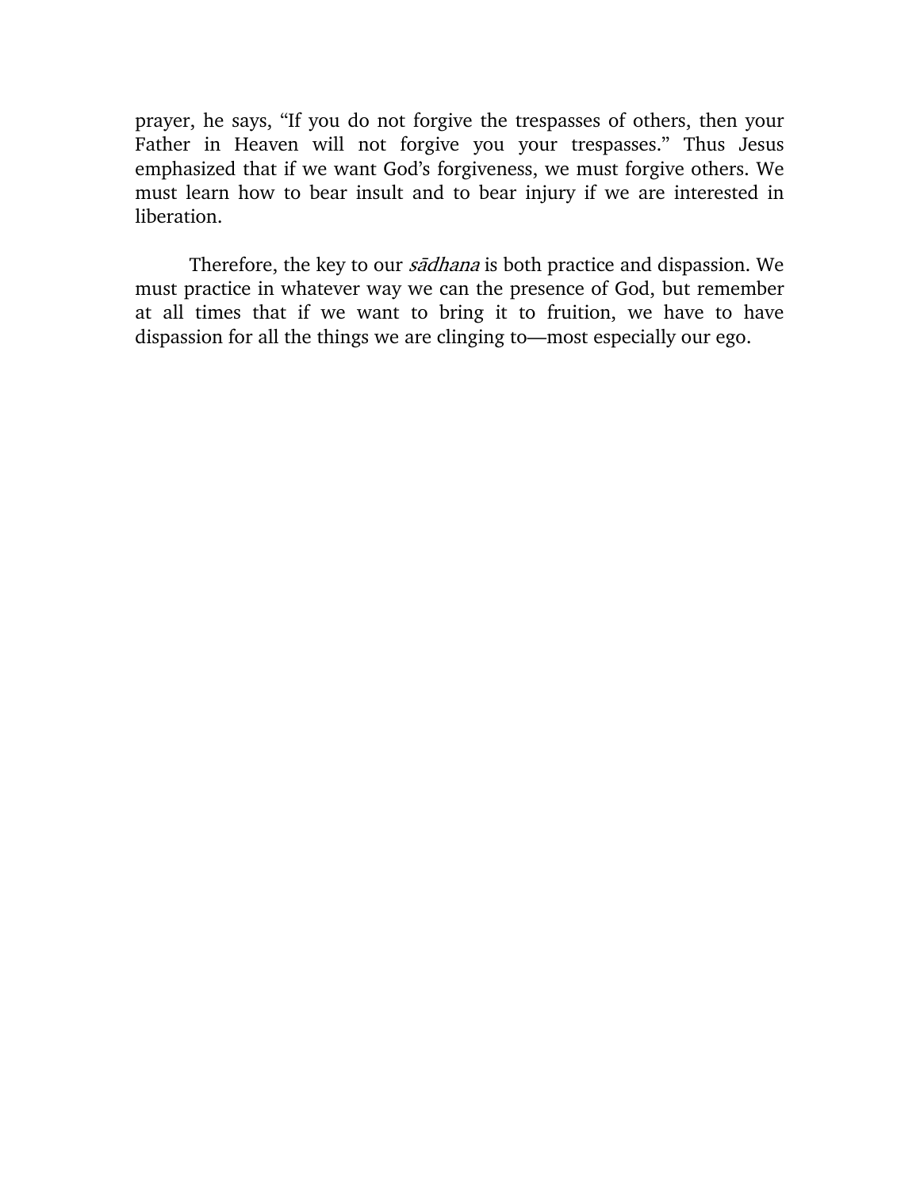prayer, he says, “If you do not forgive the trespasses of others, then your Father in Heaven will not forgive you your trespasses.” Thus Jesus emphasized that if we want God’s forgiveness, we must forgive others. We must learn how to bear insult and to bear injury if we are interested in liberation.

Therefore, the key to our *sādhana* is both practice and dispassion. We must practice in whatever way we can the presence of God, but remember at all times that if we want to bring it to fruition, we have to have dispassion for all the things we are clinging to—most especially our ego.